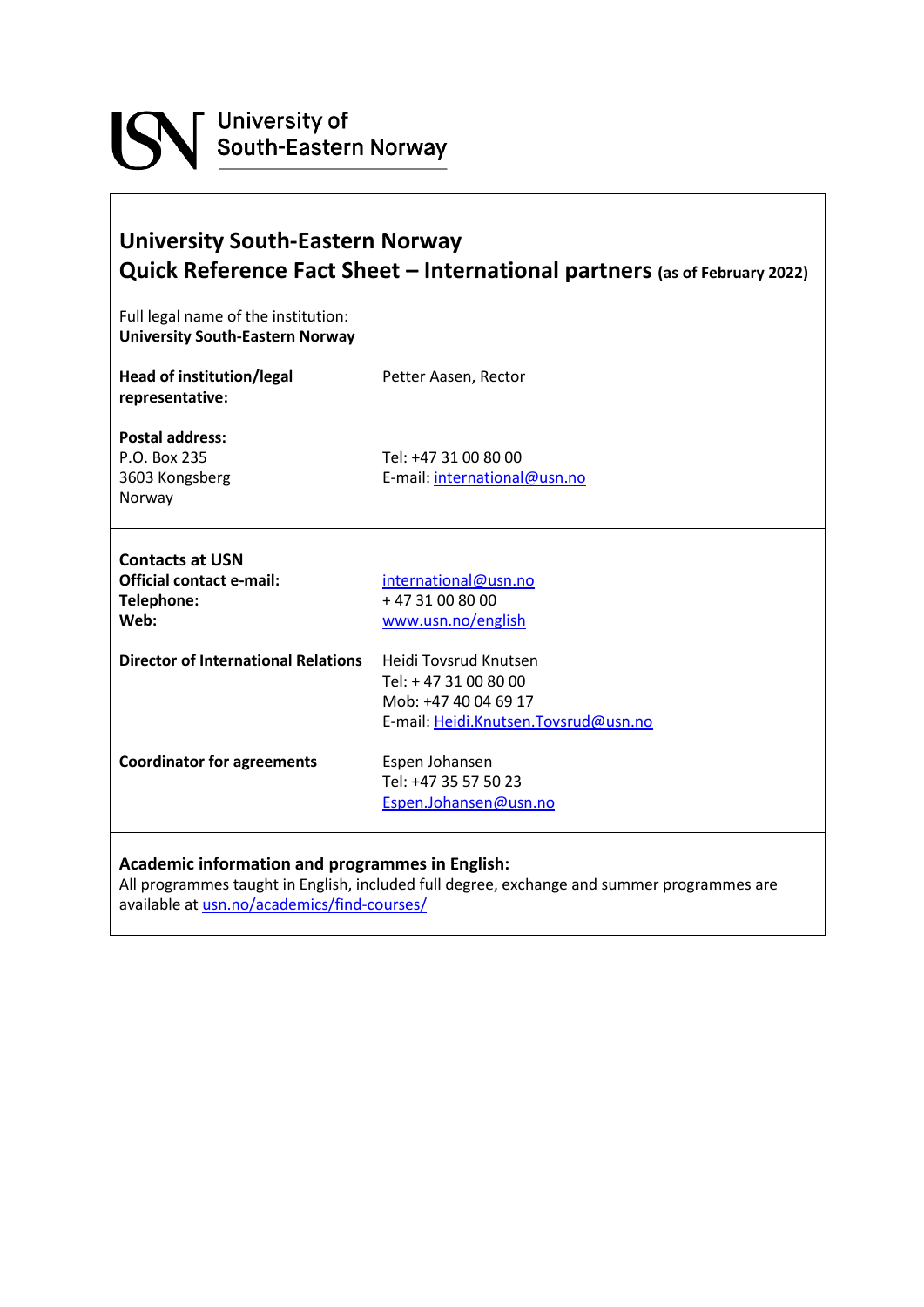University of South-Eastern Norway

## University South-Eastern Norway
## Quick Reference Fact Sheet – International partners (as of February 2022)

Full legal name of the institution:
**University South-Eastern Norway**

| | |
|---|---|
| **Head of institution/legal representative:** | Petter Aasen, Rector |
| **Postal address:**<br>P.O. Box 235<br>3603 Kongsberg<br>Norway | Tel: +47 31 00 80 00<br>E-mail: international@usn.no |

**Contacts at USN**

| | |
|---|---|
| **Official contact e-mail:** | international@usn.no |
| **Telephone:** | + 47 31 00 80 00 |
| **Web:** | www.usn.no/english |
| **Director of International Relations** | Heidi Tovsrud Knutsen<br>Tel: + 47 31 00 80 00<br>Mob: +47 40 04 69 17<br>E-mail: Heidi.Knutsen.Tovsrud@usn.no |
| **Coordinator for agreements** | Espen Johansen<br>Tel: +47 35 57 50 23<br>Espen.Johansen@usn.no |

**Academic information and programmes in English:**
All programmes taught in English, included full degree, exchange and summer programmes are available at usn.no/academics/find-courses/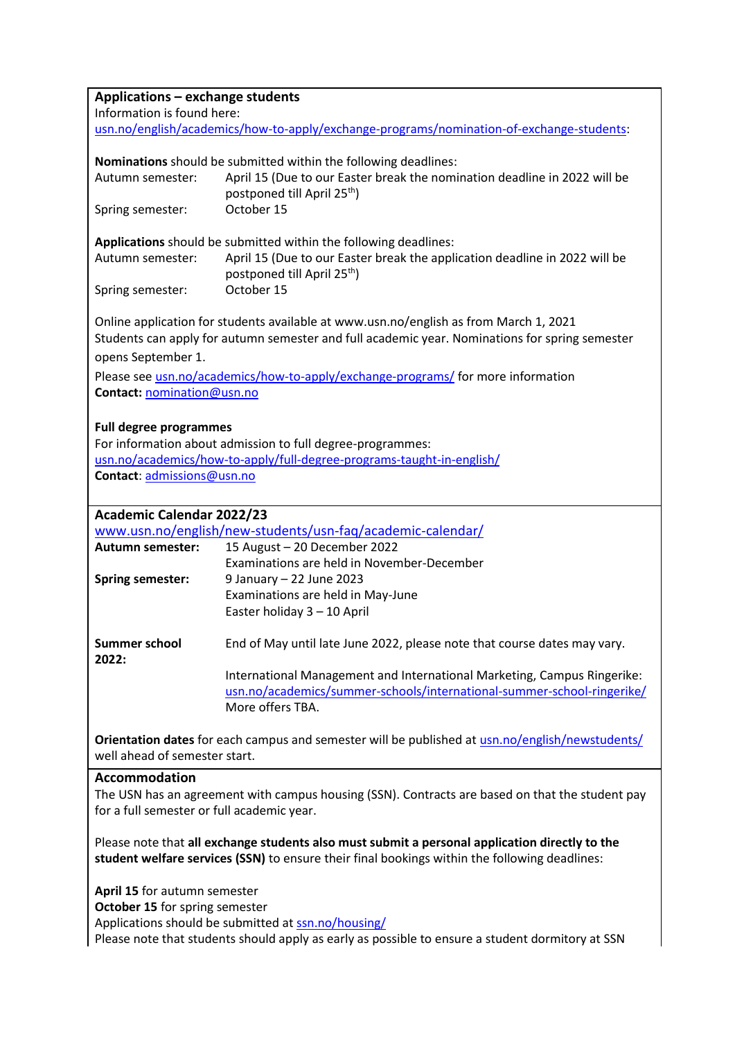**Applications – exchange students**
Information is found here:
usn.no/english/academics/how-to-apply/exchange-programs/nomination-of-exchange-students:

**Nominations** should be submitted within the following deadlines:

| | |
|---|---|
| Autumn semester: | April 15 (Due to our Easter break the nomination deadline in 2022 will be postponed till April 25th) |
| Spring semester: | October 15 |

**Applications** should be submitted within the following deadlines:

| | |
|---|---|
| Autumn semester: | April 15 (Due to our Easter break the application deadline in 2022 will be postponed till April 25th) |
| Spring semester: | October 15 |

Online application for students available at www.usn.no/english as from March 1, 2021
Students can apply for autumn semester and full academic year. Nominations for spring semester opens September 1.

Please see usn.no/academics/how-to-apply/exchange-programs/ for more information
**Contact:** nomination@usn.no

**Full degree programmes**
For information about admission to full degree-programmes:
usn.no/academics/how-to-apply/full-degree-programs-taught-in-english/
**Contact**: admissions@usn.no

**Academic Calendar 2022/23**
www.usn.no/english/new-students/usn-faq/academic-calendar/

| | |
|---|---|
| **Autumn semester:** | 15 August – 20 December 2022<br>Examinations are held in November-December |
| **Spring semester:** | 9 January – 22 June 2023<br>Examinations are held in May-June<br>Easter holiday 3 – 10 April |
| **Summer school 2022:** | End of May until late June 2022, please note that course dates may vary.<br><br>International Management and International Marketing, Campus Ringerike: usn.no/academics/summer-schools/international-summer-school-ringerike/<br>More offers TBA. |

**Orientation dates** for each campus and semester will be published at usn.no/english/newstudents/ well ahead of semester start.

**Accommodation**
The USN has an agreement with campus housing (SSN). Contracts are based on that the student pay for a full semester or full academic year.

Please note that **all exchange students also must submit a personal application directly to the student welfare services (SSN)** to ensure their final bookings within the following deadlines:

**April 15** for autumn semester
**October 15** for spring semester
Applications should be submitted at ssn.no/housing/
Please note that students should apply as early as possible to ensure a student dormitory at SSN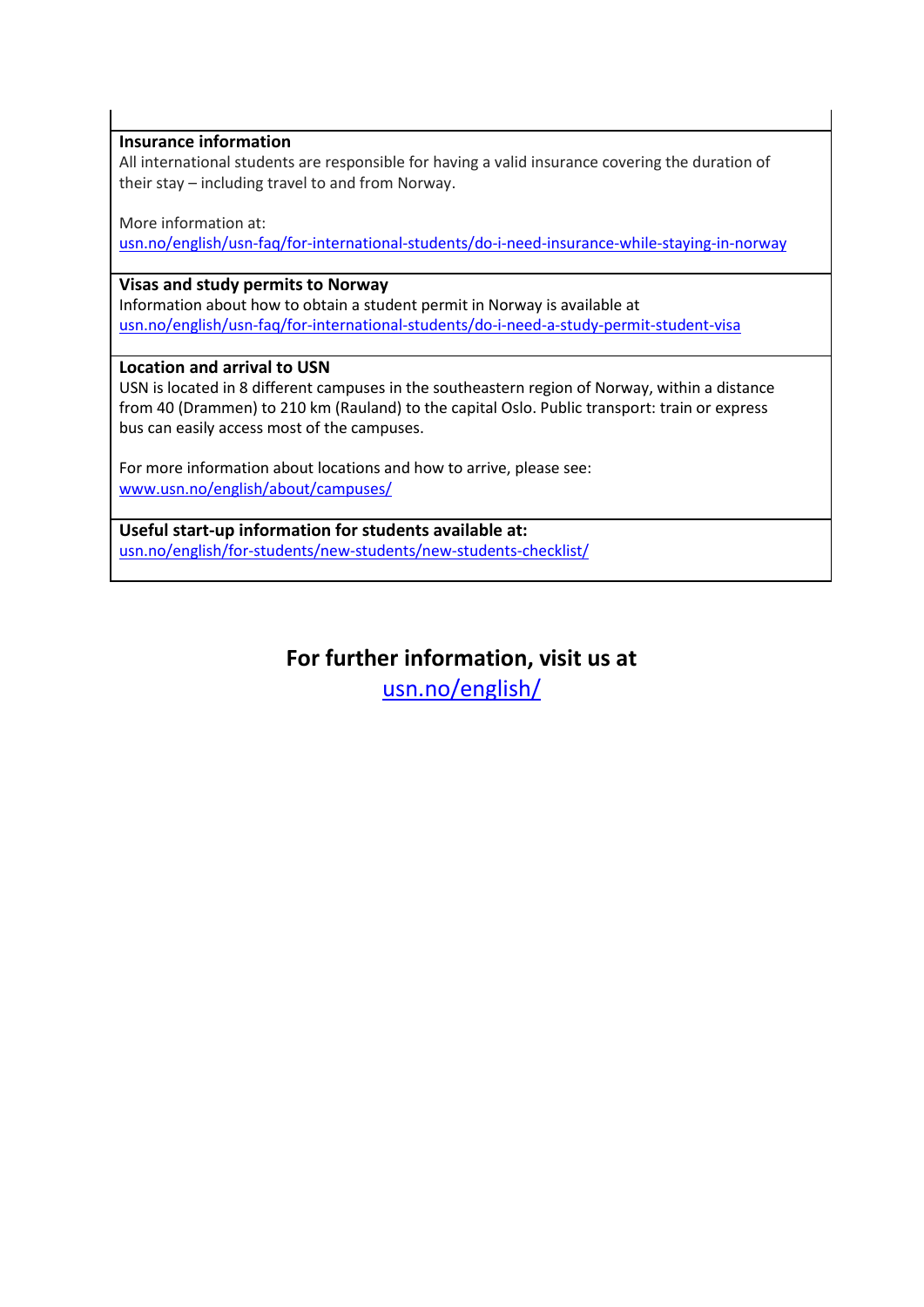**Insurance information**

All international students are responsible for having a valid insurance covering the duration of their stay – including travel to and from Norway.

More information at:
[usn.no/english/usn-faq/for-international-students/do-i-need-insurance-while-staying-in-norway](usn.no/english/usn-faq/for-international-students/do-i-need-insurance-while-staying-in-norway)

**Visas and study permits to Norway**

Information about how to obtain a student permit in Norway is available at [usn.no/english/usn-faq/for-international-students/do-i-need-a-study-permit-student-visa](usn.no/english/usn-faq/for-international-students/do-i-need-a-study-permit-student-visa)

**Location and arrival to USN**

USN is located in 8 different campuses in the southeastern region of Norway, within a distance from 40 (Drammen) to 210 km (Rauland) to the capital Oslo. Public transport: train or express bus can easily access most of the campuses.

For more information about locations and how to arrive, please see:
[www.usn.no/english/about/campuses/](www.usn.no/english/about/campuses/)

**Useful start-up information for students available at:**
[usn.no/english/for-students/new-students/new-students-checklist/](usn.no/english/for-students/new-students/new-students-checklist/)

## For further information, visit us at

[usn.no/english/](usn.no/english/)